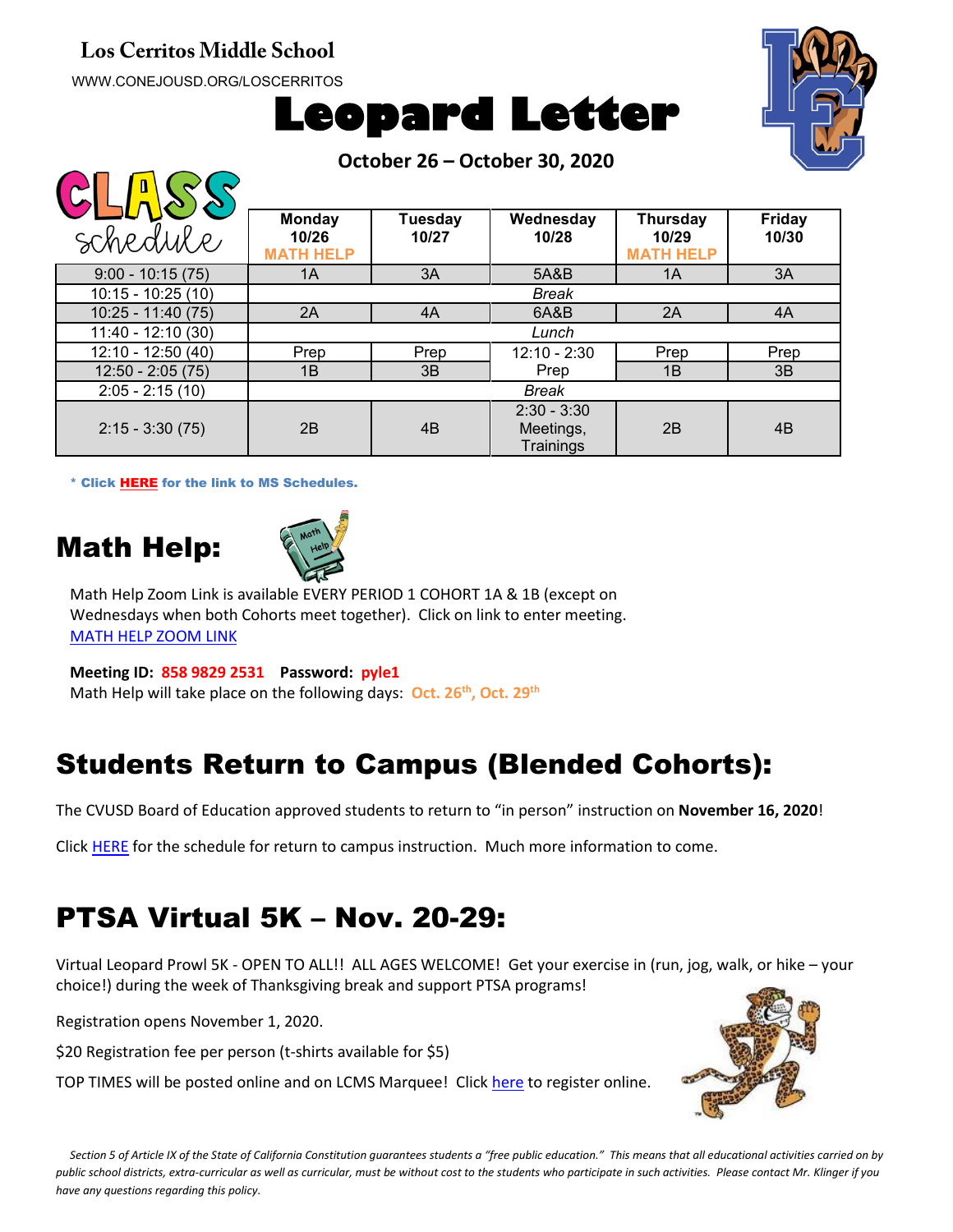**Los Cerritos Middle School**

WWW.CONEJOUSD.ORG/LOSCERRITOS

# Leopard Letter

**October 26 – October 30, 2020**

## CLASS schedule

| | Monday 10/26 MATH HELP | Tuesday 10/27 | Wednesday 10/28 | Thursday 10/29 MATH HELP | Friday 10/30 |
|---|---|---|---|---|---|
| 9:00 - 10:15 (75) | 1A | 3A | 5A&B | 1A | 3A |
| 10:15 - 10:25 (10) | *Break* | | | | |
| 10:25 - 11:40 (75) | 2A | 4A | 6A&B | 2A | 4A |
| 11:40 - 12:10 (30) | *Lunch* | | | | |
| 12:10 - 12:50 (40) | Prep | Prep | 12:10 - 2:30 Prep | Prep | Prep |
| 12:50 - 2:05 (75) | 1B | 3B | | 1B | 3B |
| 2:05 - 2:15 (10) | *Break* | | | | |
| 2:15 - 3:30 (75) | 2B | 4B | 2:30 - 3:30 Meetings, Trainings | 2B | 4B |

**\* Click HERE for the link to MS Schedules.**

## Math Help:

Math Help Zoom Link is available EVERY PERIOD 1 COHORT 1A & 1B (except on Wednesdays when both Cohorts meet together). Click on link to enter meeting.
MATH HELP ZOOM LINK

**Meeting ID: 858 9829 2531 Password: pyle1**
Math Help will take place on the following days: **Oct. 26th, Oct. 29th**

## Students Return to Campus (Blended Cohorts):

The CVUSD Board of Education approved students to return to "in person" instruction on **November 16, 2020**!

Click HERE for the schedule for return to campus instruction. Much more information to come.

## PTSA Virtual 5K – Nov. 20-29:

Virtual Leopard Prowl 5K - OPEN TO ALL!! ALL AGES WELCOME! Get your exercise in (run, jog, walk, or hike – your choice!) during the week of Thanksgiving break and support PTSA programs!

Registration opens November 1, 2020.

$20 Registration fee per person (t-shirts available for $5)

TOP TIMES will be posted online and on LCMS Marquee! Click here to register online.

*Section 5 of Article IX of the State of California Constitution guarantees students a "free public education." This means that all educational activities carried on by public school districts, extra-curricular as well as curricular, must be without cost to the students who participate in such activities. Please contact Mr. Klinger if you have any questions regarding this policy.*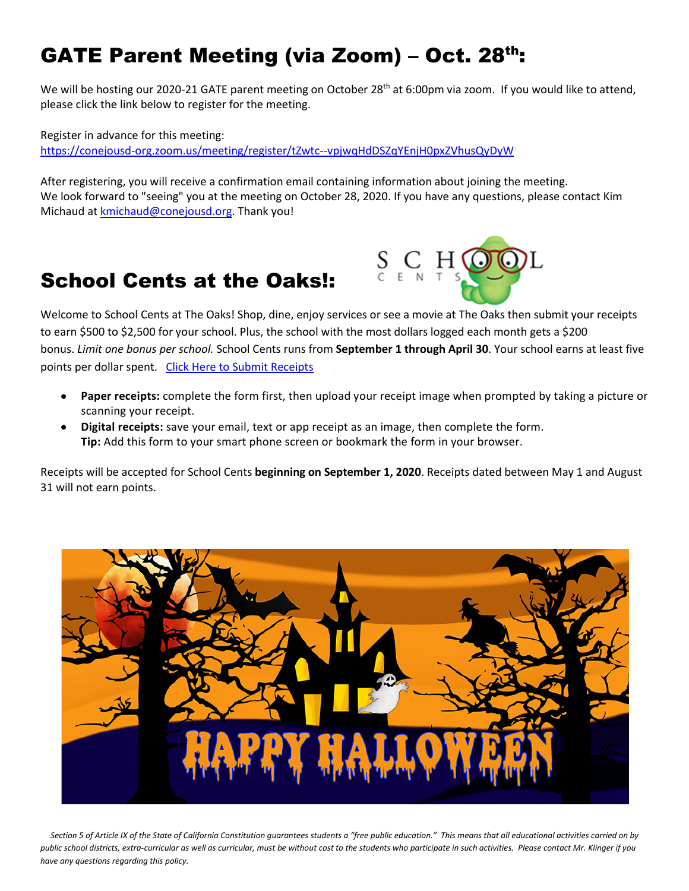# GATE Parent Meeting (via Zoom) – Oct. 28th:

We will be hosting our 2020-21 GATE parent meeting on October 28th at 6:00pm via zoom. If you would like to attend, please click the link below to register for the meeting.

Register in advance for this meeting:
https://conejousd-org.zoom.us/meeting/register/tZwtc--vpjwqHdDSZqYEnjH0pxZVhusQyDyW

After registering, you will receive a confirmation email containing information about joining the meeting.
We look forward to "seeing" you at the meeting on October 28, 2020. If you have any questions, please contact Kim Michaud at kmichaud@conejousd.org. Thank you!

# School Cents at the Oaks!:

Welcome to School Cents at The Oaks! Shop, dine, enjoy services or see a movie at The Oaks then submit your receipts to earn $500 to $2,500 for your school. Plus, the school with the most dollars logged each month gets a $200 bonus. *Limit one bonus per school.* School Cents runs from **September 1 through April 30**. Your school earns at least five points per dollar spent. Click Here to Submit Receipts

- **Paper receipts:** complete the form first, then upload your receipt image when prompted by taking a picture or scanning your receipt.
- **Digital receipts:** save your email, text or app receipt as an image, then complete the form.
  **Tip:** Add this form to your smart phone screen or bookmark the form in your browser.

Receipts will be accepted for School Cents **beginning on September 1, 2020**. Receipts dated between May 1 and August 31 will not earn points.

*Section 5 of Article IX of the State of California Constitution guarantees students a "free public education." This means that all educational activities carried on by public school districts, extra-curricular as well as curricular, must be without cost to the students who participate in such activities. Please contact Mr. Klinger if you have any questions regarding this policy.*